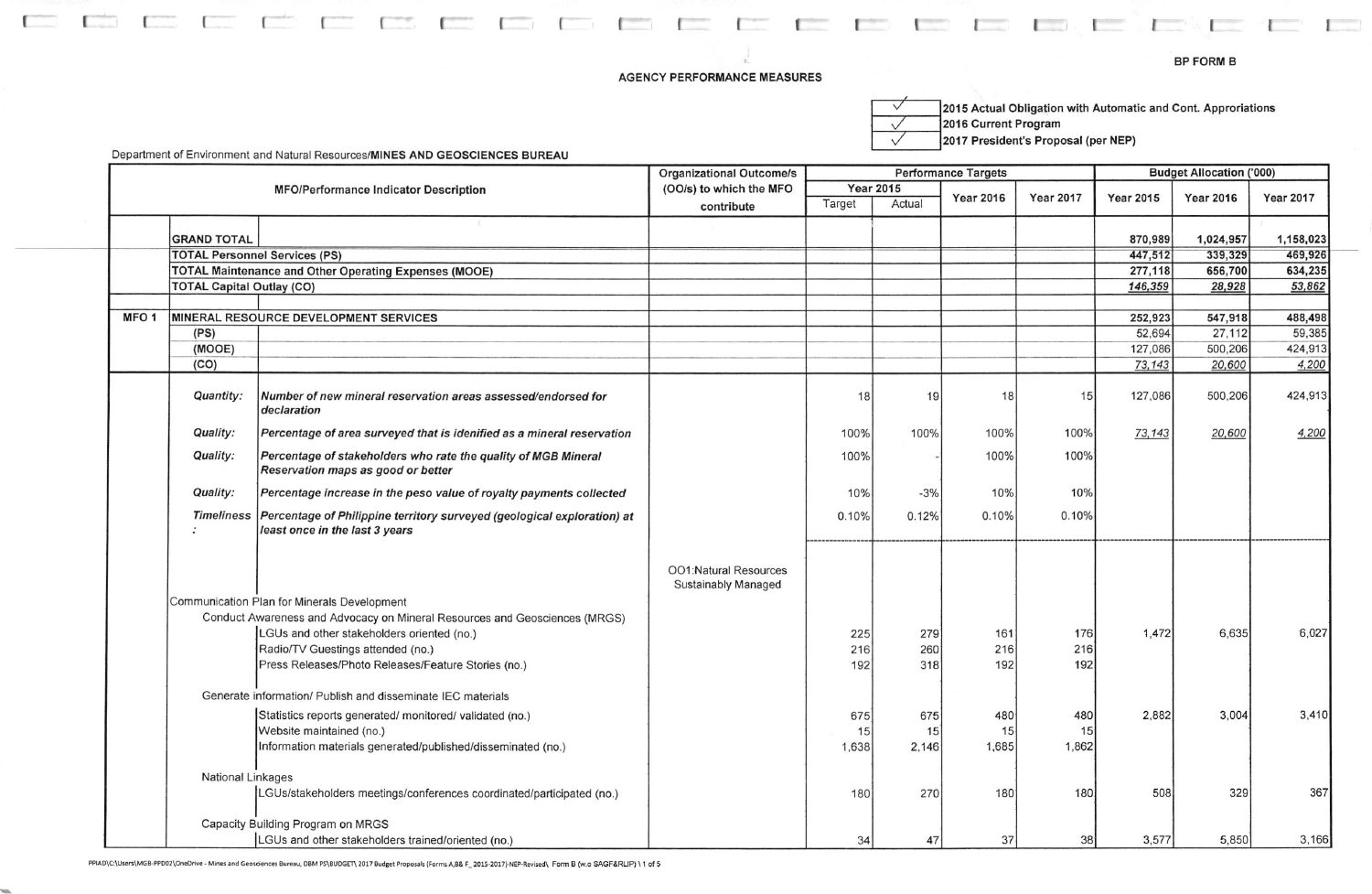BP FORM B

**AGENCY PERFORMANCE MEASURES**

| | |
|---|---|
| ✓ | 2015 Actual Obligation with Automatic and Cont. Approriations |
| ✓ | 2016 Current Program |
| ✓ | 2017 President's Proposal (per NEP) |

Department of Environment and Natural Resources/**MINES AND GEOSCIENCES BUREAU**

| | MFO/Performance Indicator Description | | Organizational Outcome/s (OO/s) to which the MFO contribute | Performance Targets | | | | Budget Allocation ('000) | | |
|---|---|---|---|---|---|---|---|---|---|---|
| | | | | Year 2015 | | Year 2016 | Year 2017 | Year 2015 | Year 2016 | Year 2017 |
| | | | | Target | Actual | | | | | |
| | **GRAND TOTAL** | | | | | | | **870,989** | **1,024,957** | **1,158,023** |
| | **TOTAL Personnel Services (PS)** | | | | | | | **447,512** | **339,329** | **469,926** |
| | **TOTAL Maintenance and Other Operating Expenses (MOOE)** | | | | | | | **277,118** | **656,700** | **634,235** |
| | **TOTAL Capital Outlay (CO)** | | | | | | | ***146,359*** | ***28,928*** | ***53,862*** |
| **MFO 1** | **MINERAL RESOURCE DEVELOPMENT SERVICES** | | | | | | | **252,923** | **547,918** | **488,498** |
| | (PS) | | | | | | | 52,694 | 27,112 | 59,385 |
| | (MOOE) | | | | | | | 127,086 | 500,206 | 424,913 |
| | (CO) | | | | | | | *73,143* | *20,600* | *4,200* |
| | *Quantity:* | *Number of new mineral reservation areas assessed/endorsed for declaration* | | 18 | 19 | 18 | 15 | 127,086 | 500,206 | 424,913 |
| | *Quality:* | *Percentage of area surveyed that is idenified as a mineral reservation* | | 100% | 100% | 100% | 100% | *73,143* | *20,600* | *4,200* |
| | *Quality:* | *Percentage of stakeholders who rate the quality of MGB Mineral Reservation maps as good or better* | | 100% | - | 100% | 100% | | | |
| | *Quality:* | *Percentage increase in the peso value of royalty payments collected* | | 10% | -3% | 10% | 10% | | | |
| | *Timeliness:* | *Percentage of Philippine territory surveyed (geological exploration) at least once in the last 3 years* | | 0.10% | 0.12% | 0.10% | 0.10% | | | |
| | | | OO1:Natural Resources Sustainably Managed | | | | | | | |
| | Communication Plan for Minerals Development | | | | | | | | | |
| | Conduct Awareness and Advocacy on Mineral Resources and Geosciences (MRGS) | | | | | | | | | |
| | | LGUs and other stakeholders oriented (no.) | | 225 | 279 | 161 | 176 | 1,472 | 6,635 | 6,027 |
| | | Radio/TV Guestings attended (no.) | | 216 | 260 | 216 | 216 | | | |
| | | Press Releases/Photo Releases/Feature Stories (no.) | | 192 | 318 | 192 | 192 | | | |
| | Generate information/ Publish and disseminate IEC materials | | | | | | | | | |
| | | Statistics reports generated/ monitored/ validated (no.) | | 675 | 675 | 480 | 480 | 2,882 | 3,004 | 3,410 |
| | | Website maintained (no.) | | 15 | 15 | 15 | 15 | | | |
| | | Information materials generated/published/disseminated (no.) | | 1,638 | 2,146 | 1,685 | 1,862 | | | |
| | National Linkages | | | | | | | | | |
| | | LGUs/stakeholders meetings/conferences coordinated/participated (no.) | | 180 | 270 | 180 | 180 | 508 | 329 | 367 |
| | Capacity Building Program on MRGS | | | | | | | | | |
| | | LGUs and other stakeholders trained/oriented (no.) | | 34 | 47 | 37 | 38 | 3,577 | 5,850 | 3,166 |

PPIAD\C:\Users\MGB-PPD02\OneDrive - Mines and Geosciences Bureau, DBM PS\BUDGET\ 2017 Budget Proposals (Forms A,B& F_2015-2017)-NEP-Revised\ Form B (w.o SAGF&RLIP)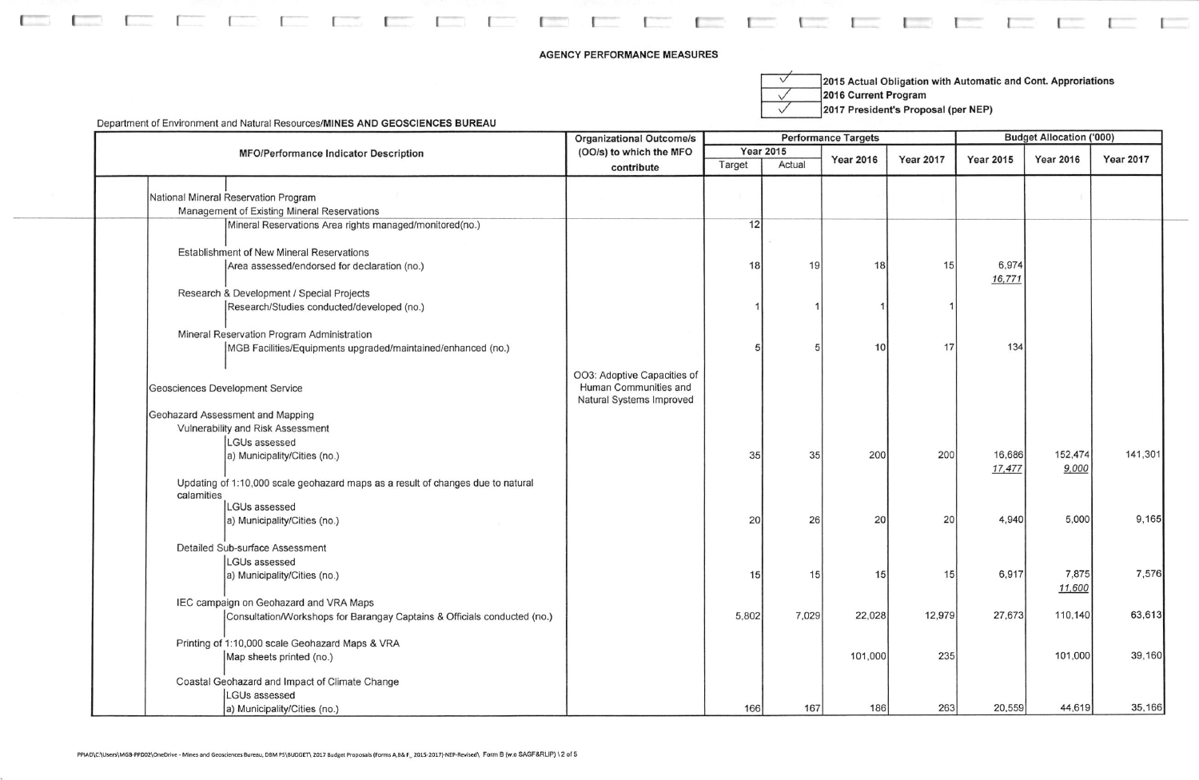## AGENCY PERFORMANCE MEASURES

| | |
|---|---|
| ✓ | 2015 Actual Obligation with Automatic and Cont. Approriations |
| ✓ | 2016 Current Program |
| ✓ | 2017 President's Proposal (per NEP) |

Department of Environment and Natural Resources/**MINES AND GEOSCIENCES BUREAU**

| MFO/Performance Indicator Description | Organizational Outcome/s (OO/s) to which the MFO contribute | Performance Targets | | | | Budget Allocation ('000) | | |
|---|---|---|---|---|---|---|---|---|
| | | Year 2015 | | Year 2016 | Year 2017 | Year 2015 | Year 2016 | Year 2017 |
| | | Target | Actual | | | | | |
| National Mineral Reservation Program | | | | | | | | |
| Management of Existing Mineral Reservations | | | | | | | | |
| Mineral Reservations Area rights managed/monitored(no.) | | 12 | | | | | | |
| Establishment of New Mineral Reservations | | | | | | | | |
| Area assessed/endorsed for declaration (no.) | | 18 | 19 | 18 | 15 | 6,974 *16,771* | | |
| Research & Development / Special Projects | | | | | | | | |
| Research/Studies conducted/developed (no.) | | 1 | 1 | 1 | 1 | | | |
| Mineral Reservation Program Administration | | | | | | | | |
| MGB Facilities/Equipments upgraded/maintained/enhanced (no.) | | 5 | 5 | 10 | 17 | 134 | | |
| Geosciences Development Service | OO3: Adoptive Capacities of Human Communities and Natural Systems Improved | | | | | | | |
| Geohazard Assessment and Mapping | | | | | | | | |
| Vulnerability and Risk Assessment | | | | | | | | |
| LGUs assessed a) Municipality/Cities (no.) | | 35 | 35 | 200 | 200 | 16,686 *17,477* | 152,474 *9,000* | 141,301 |
| Updating of 1:10,000 scale geohazard maps as a result of changes due to natural calamities | | | | | | | | |
| LGUs assessed a) Municipality/Cities (no.) | | 20 | 26 | 20 | 20 | 4,940 | 5,000 | 9,165 |
| Detailed Sub-surface Assessment | | | | | | | | |
| LGUs assessed a) Municipality/Cities (no.) | | 15 | 15 | 15 | 15 | 6,917 | 7,875 *11,600* | 7,576 |
| IEC campaign on Geohazard and VRA Maps | | | | | | | | |
| Consultation/Workshops for Barangay Captains & Officials conducted (no.) | | 5,802 | 7,029 | 22,028 | 12,979 | 27,673 | 110,140 | 63,613 |
| Printing of 1:10,000 scale Geohazard Maps & VRA | | | | | | | | |
| Map sheets printed (no.) | | | | 101,000 | 235 | | 101,000 | 39,160 |
| Coastal Geohazard and Impact of Climate Change | | | | | | | | |
| LGUs assessed a) Municipality/Cities (no.) | | 166 | 167 | 186 | 263 | 20,559 | 44,619 | 35,166 |

PPIAD\C:\Users\MGB-PPDD2\OneDrive - Mines and Geosciences Bureau, DBM PS\BUDGET\ 2017 Budget Proposals (Forms A,B& F_ 2015-2017)-NEP-Revised\ Form B (w.o SAGF&RLIP) \ 2 of 5